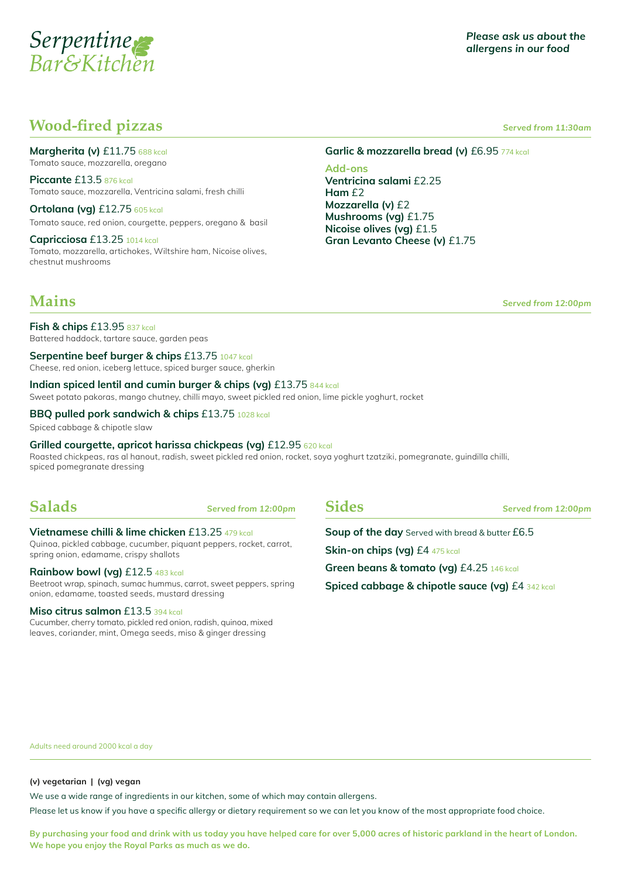# Serpentine Bar&Kitchen

*Please ask us about the allergens in our food*

## Wood-fired pizzas

*Served from 11:30am*

**Margherita (v)** £11.75 688 kcal
Tomato sauce, mozzarella, oregano

**Piccante** £13.5 876 kcal
Tomato sauce, mozzarella, Ventricina salami, fresh chilli

**Ortolana (vg)** £12.75 605 kcal
Tomato sauce, red onion, courgette, peppers, oregano & basil

**Capricciosa** £13.25 1014 kcal
Tomato, mozzarella, artichokes, Wiltshire ham, Nicoise olives, chestnut mushrooms

**Garlic & mozzarella bread (v)** £6.95 774 kcal

**Add-ons**

- **Ventricina salami** £2.25
- **Ham** £2
- **Mozzarella (v)** £2
- **Mushrooms (vg)** £1.75
- **Nicoise olives (vg)** £1.5
- **Gran Levanto Cheese (v)** £1.75

## Mains

*Served from 12:00pm*

**Fish & chips** £13.95 837 kcal
Battered haddock, tartare sauce, garden peas

**Serpentine beef burger & chips** £13.75 1047 kcal
Cheese, red onion, iceberg lettuce, spiced burger sauce, gherkin

**Indian spiced lentil and cumin burger & chips (vg)** £13.75 844 kcal
Sweet potato pakoras, mango chutney, chilli mayo, sweet pickled red onion, lime pickle yoghurt, rocket

**BBQ pulled pork sandwich & chips** £13.75 1028 kcal
Spiced cabbage & chipotle slaw

**Grilled courgette, apricot harissa chickpeas (vg)** £12.95 620 kcal
Roasted chickpeas, ras al hanout, radish, sweet pickled red onion, rocket, soya yoghurt tzatziki, pomegranate, guindilla chilli, spiced pomegranate dressing

## Salads

*Served from 12:00pm*

**Vietnamese chilli & lime chicken** £13.25 479 kcal
Quinoa, pickled cabbage, cucumber, piquant peppers, rocket, carrot, spring onion, edamame, crispy shallots

**Rainbow bowl (vg)** £12.5 483 kcal
Beetroot wrap, spinach, sumac hummus, carrot, sweet peppers, spring onion, edamame, toasted seeds, mustard dressing

**Miso citrus salmon** £13.5 394 kcal
Cucumber, cherry tomato, pickled red onion, radish, quinoa, mixed leaves, coriander, mint, Omega seeds, miso & ginger dressing

## Sides

*Served from 12:00pm*

**Soup of the day** Served with bread & butter £6.5

**Skin-on chips (vg)** £4 475 kcal

**Green beans & tomato (vg)** £4.25 146 kcal

**Spiced cabbage & chipotle sauce (vg)** £4 342 kcal

Adults need around 2000 kcal a day

---

**(v) vegetarian | (vg) vegan**

We use a wide range of ingredients in our kitchen, some of which may contain allergens.

Please let us know if you have a specific allergy or dietary requirement so we can let you know of the most appropriate food choice.

**By purchasing your food and drink with us today you have helped care for over 5,000 acres of historic parkland in the heart of London. We hope you enjoy the Royal Parks as much as we do.**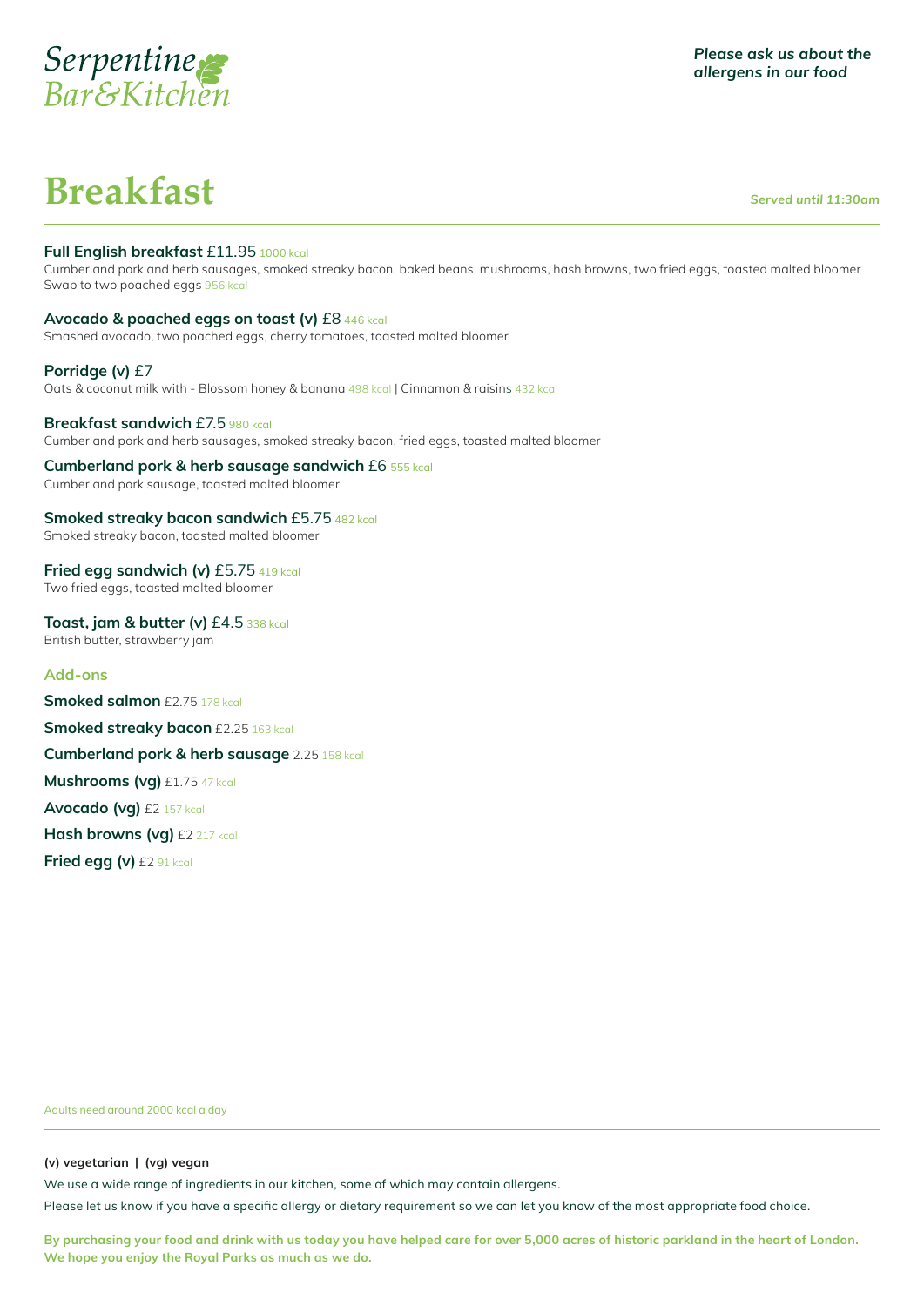Serpentine Bar&Kitchen

***Please ask us about the allergens in our food***

# Breakfast

*Served until 11:30am*

**Full English breakfast** £11.95 1000 kcal
Cumberland pork and herb sausages, smoked streaky bacon, baked beans, mushrooms, hash browns, two fried eggs, toasted malted bloomer
Swap to two poached eggs 956 kcal

**Avocado & poached eggs on toast (v)** £8 446 kcal
Smashed avocado, two poached eggs, cherry tomatoes, toasted malted bloomer

**Porridge (v)** £7
Oats & coconut milk with - Blossom honey & banana 498 kcal | Cinnamon & raisins 432 kcal

**Breakfast sandwich** £7.5 980 kcal
Cumberland pork and herb sausages, smoked streaky bacon, fried eggs, toasted malted bloomer

**Cumberland pork & herb sausage sandwich** £6 555 kcal
Cumberland pork sausage, toasted malted bloomer

**Smoked streaky bacon sandwich** £5.75 482 kcal
Smoked streaky bacon, toasted malted bloomer

**Fried egg sandwich (v)** £5.75 419 kcal
Two fried eggs, toasted malted bloomer

**Toast, jam & butter (v)** £4.5 338 kcal
British butter, strawberry jam

### Add-ons

**Smoked salmon** £2.75 178 kcal

**Smoked streaky bacon** £2.25 163 kcal

**Cumberland pork & herb sausage** 2.25 158 kcal

**Mushrooms (vg)** £1.75 47 kcal

**Avocado (vg)** £2 157 kcal

**Hash browns (vg)** £2 217 kcal

**Fried egg (v)** £2 91 kcal

Adults need around 2000 kcal a day

**(v) vegetarian | (vg) vegan**

We use a wide range of ingredients in our kitchen, some of which may contain allergens.

Please let us know if you have a specific allergy or dietary requirement so we can let you know of the most appropriate food choice.

**By purchasing your food and drink with us today you have helped care for over 5,000 acres of historic parkland in the heart of London. We hope you enjoy the Royal Parks as much as we do.**